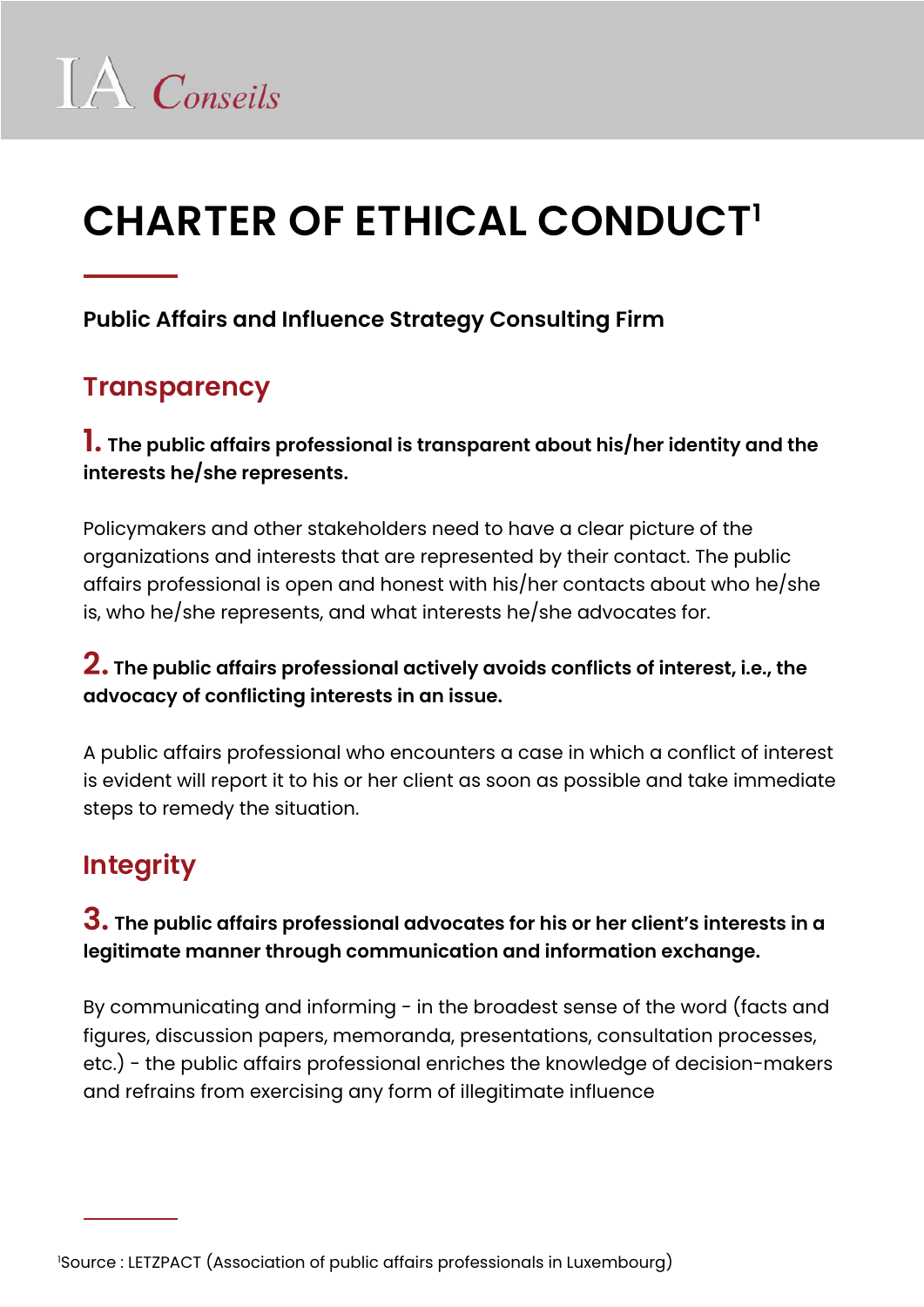IA Conseils

# CHARTER OF ETHICAL CONDUCT[1]

**Public Affairs and Influence Strategy Consulting Firm**

## Transparency

### 1. The public affairs professional is transparent about his/her identity and the interests he/she represents.

Policymakers and other stakeholders need to have a clear picture of the organizations and interests that are represented by their contact. The public affairs professional is open and honest with his/her contacts about who he/she is, who he/she represents, and what interests he/she advocates for.

### 2. The public affairs professional actively avoids conflicts of interest, i.e., the advocacy of conflicting interests in an issue.

A public affairs professional who encounters a case in which a conflict of interest is evident will report it to his or her client as soon as possible and take immediate steps to remedy the situation.

## Integrity

### 3. The public affairs professional advocates for his or her client's interests in a legitimate manner through communication and information exchange.

By communicating and informing - in the broadest sense of the word (facts and figures, discussion papers, memoranda, presentations, consultation processes, etc.) - the public affairs professional enriches the knowledge of decision-makers and refrains from exercising any form of illegitimate influence

[1] Source : LETZPACT (Association of public affairs professionals in Luxembourg)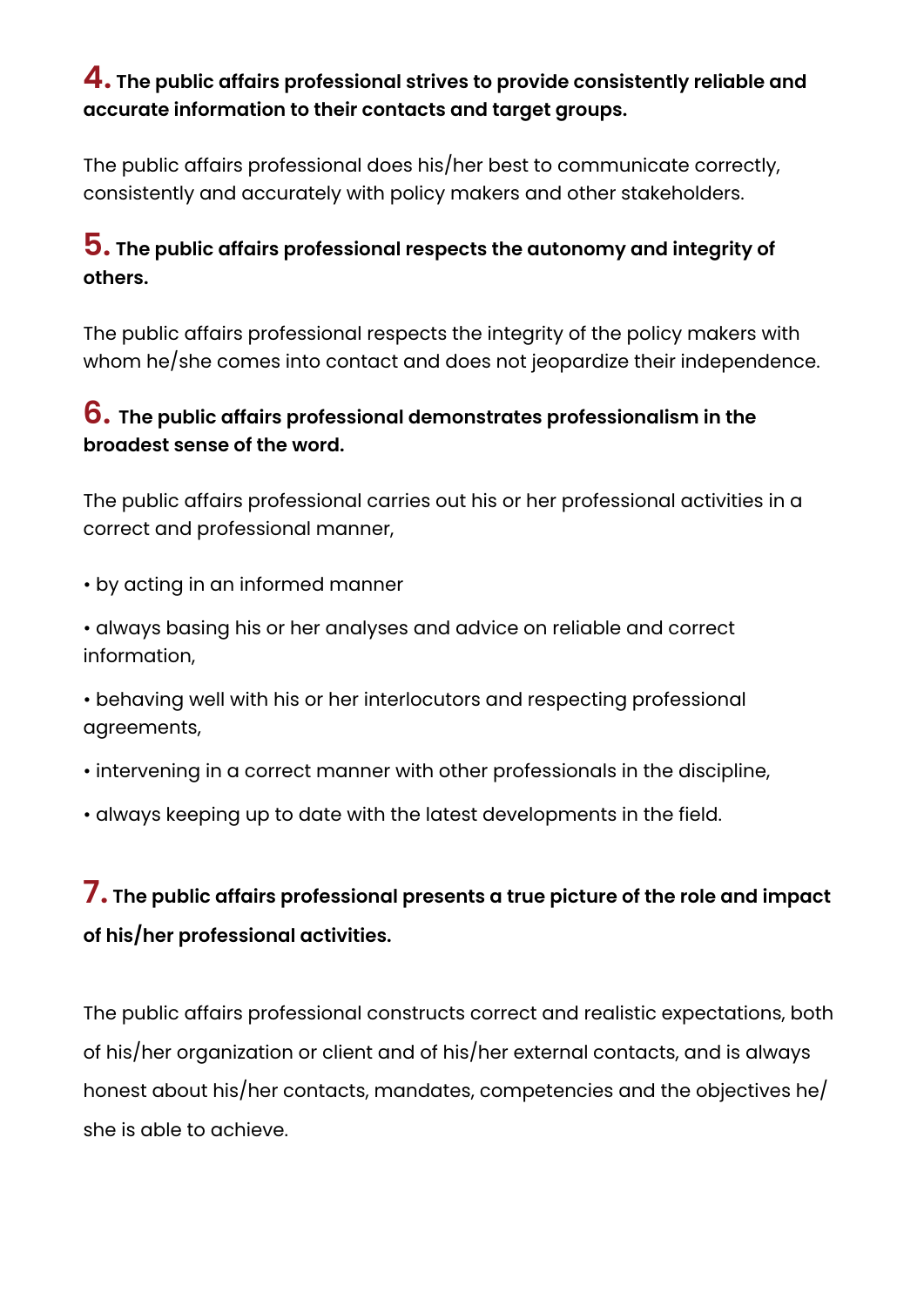**4. The public affairs professional strives to provide consistently reliable and accurate information to their contacts and target groups.**

The public affairs professional does his/her best to communicate correctly, consistently and accurately with policy makers and other stakeholders.

**5. The public affairs professional respects the autonomy and integrity of others.**

The public affairs professional respects the integrity of the policy makers with whom he/she comes into contact and does not jeopardize their independence.

**6. The public affairs professional demonstrates professionalism in the broadest sense of the word.**

The public affairs professional carries out his or her professional activities in a correct and professional manner,

- by acting in an informed manner
- always basing his or her analyses and advice on reliable and correct information,
- behaving well with his or her interlocutors and respecting professional agreements,
- intervening in a correct manner with other professionals in the discipline,
- always keeping up to date with the latest developments in the field.

**7. The public affairs professional presents a true picture of the role and impact of his/her professional activities.**

The public affairs professional constructs correct and realistic expectations, both of his/her organization or client and of his/her external contacts, and is always honest about his/her contacts, mandates, competencies and the objectives he/she is able to achieve.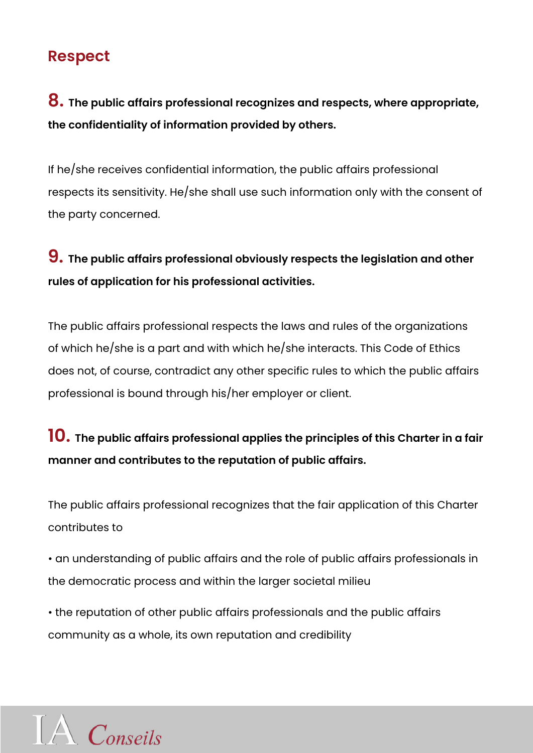## Respect

**8. The public affairs professional recognizes and respects, where appropriate, the confidentiality of information provided by others.**

If he/she receives confidential information, the public affairs professional respects its sensitivity. He/she shall use such information only with the consent of the party concerned.

**9. The public affairs professional obviously respects the legislation and other rules of application for his professional activities.**

The public affairs professional respects the laws and rules of the organizations of which he/she is a part and with which he/she interacts. This Code of Ethics does not, of course, contradict any other specific rules to which the public affairs professional is bound through his/her employer or client.

**10. The public affairs professional applies the principles of this Charter in a fair manner and contributes to the reputation of public affairs.**

The public affairs professional recognizes that the fair application of this Charter contributes to

- an understanding of public affairs and the role of public affairs professionals in the democratic process and within the larger societal milieu
- the reputation of other public affairs professionals and the public affairs community as a whole, its own reputation and credibility